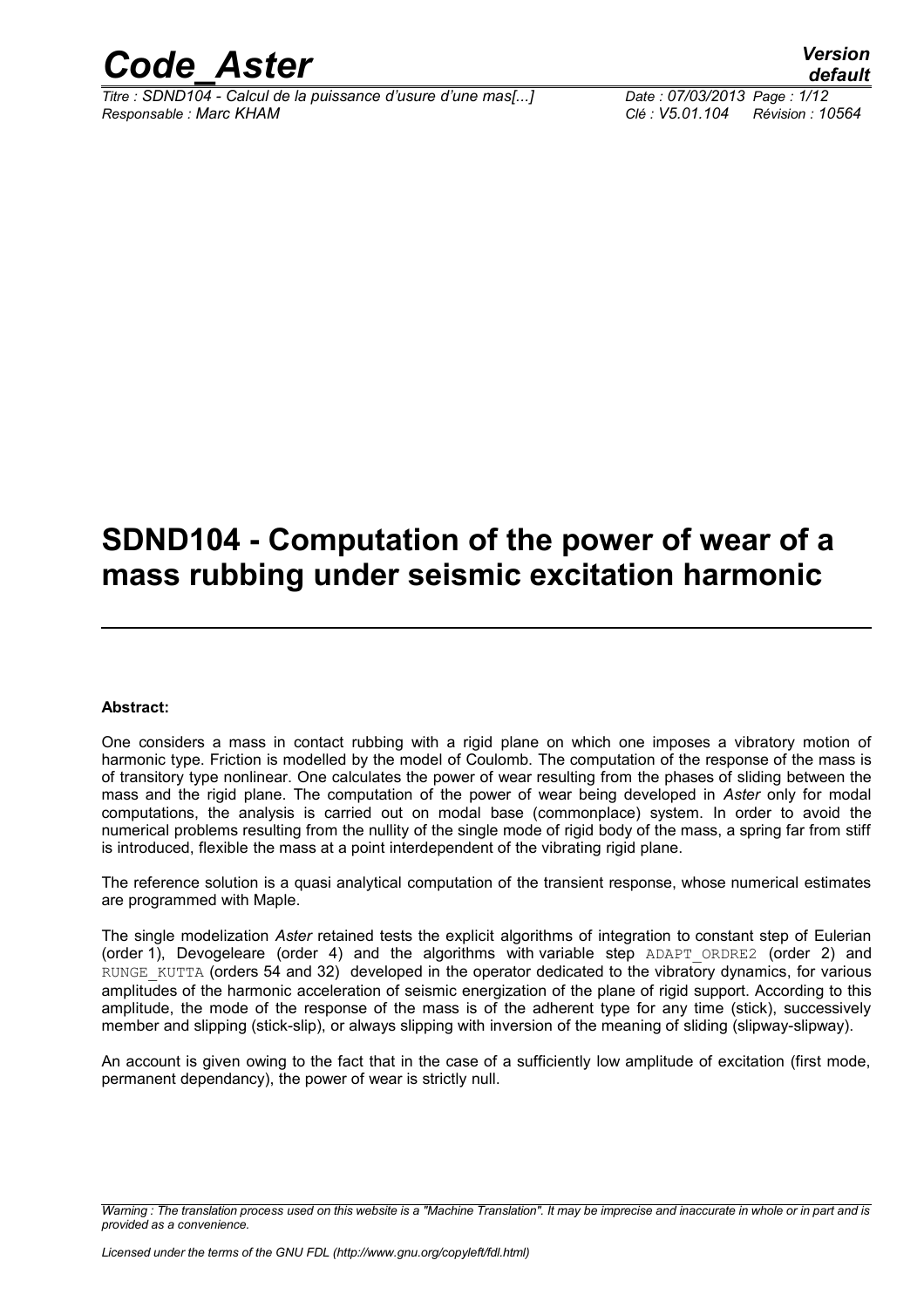# SDND104 - Computation of the power of wear of a mass rubbing under seismic excitation harmonic

**Abstract:**

One considers a mass in contact rubbing with a rigid plane on which one imposes a vibratory motion of harmonic type. Friction is modelled by the model of Coulomb. The computation of the response of the mass is of transitory type nonlinear. One calculates the power of wear resulting from the phases of sliding between the mass and the rigid plane. The computation of the power of wear being developed in *Aster* only for modal computations, the analysis is carried out on modal base (commonplace) system. In order to avoid the numerical problems resulting from the nullity of the single mode of rigid body of the mass, a spring far from stiff is introduced, flexible the mass at a point interdependent of the vibrating rigid plane.

The reference solution is a quasi analytical computation of the transient response, whose numerical estimates are programmed with Maple.

The single modelization *Aster* retained tests the explicit algorithms of integration to constant step of Eulerian (order 1), Devogeleare (order 4) and the algorithms with variable step ADAPT_ORDRE2 (order 2) and RUNGE_KUTTA (orders 54 and 32) developed in the operator dedicated to the vibratory dynamics, for various amplitudes of the harmonic acceleration of seismic energization of the plane of rigid support. According to this amplitude, the mode of the response of the mass is of the adherent type for any time (stick), successively member and slipping (stick-slip), or always slipping with inversion of the meaning of sliding (slipway-slipway).

An account is given owing to the fact that in the case of a sufficiently low amplitude of excitation (first mode, permanent dependancy), the power of wear is strictly null.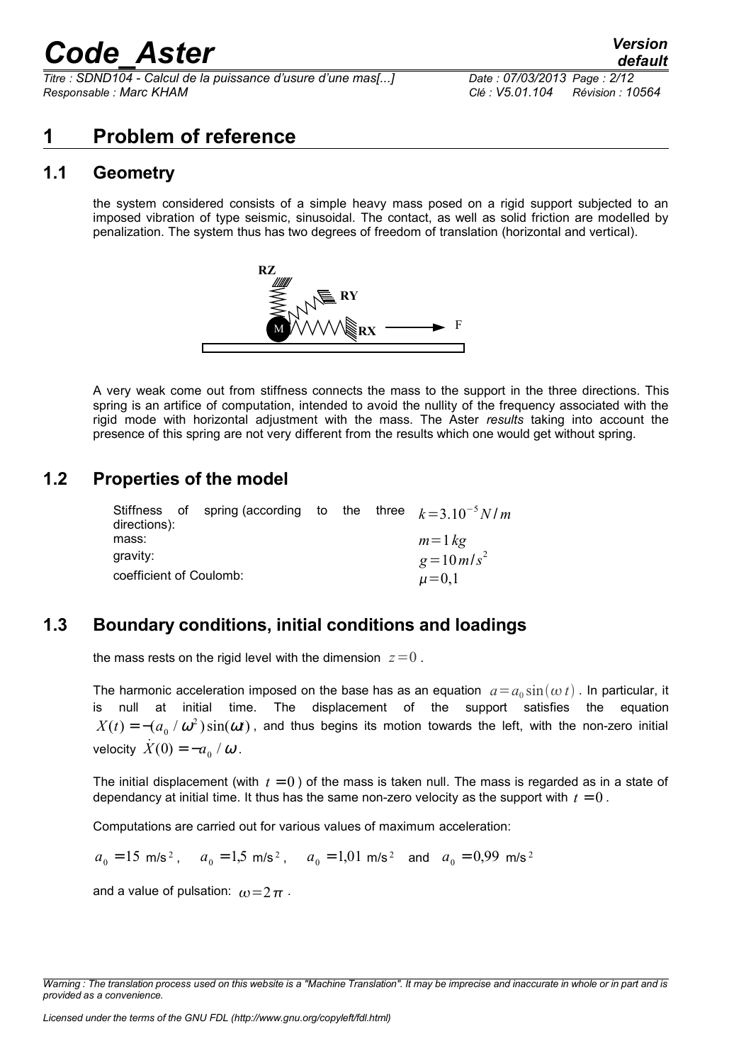# 1 Problem of reference

## 1.1 Geometry

the system considered consists of a simple heavy mass posed on a rigid support subjected to an imposed vibration of type seismic, sinusoidal. The contact, as well as solid friction are modelled by penalization. The system thus has two degrees of freedom of translation (horizontal and vertical).

A very weak come out from stiffness connects the mass to the support in the three directions. This spring is an artifice of computation, intended to avoid the nullity of the frequency associated with the rigid mode with horizontal adjustment with the mass. The Aster *results* taking into account the presence of this spring are not very different from the results which one would get without spring.

## 1.2 Properties of the model

| | |
|---|---|
| Stiffness of spring (according to the three directions): | $k=3.10^{-5} N/m$ |
| mass: | $m=1\,kg$ |
| gravity: | $g=10\,m/s^2$ |
| coefficient of Coulomb: | $\mu=0{,}1$ |

## 1.3 Boundary conditions, initial conditions and loadings

the mass rests on the rigid level with the dimension $z=0$.

The harmonic acceleration imposed on the base has as an equation $a=a_0\sin(\omega t)$. In particular, it is null at initial time. The displacement of the support satisfies the equation $X(t)=-(a_0/\omega^2)\sin(\omega t)$, and thus begins its motion towards the left, with the non-zero initial velocity $\dot{X}(0)=-a_0/\omega$.

The initial displacement (with $t=0$) of the mass is taken null. The mass is regarded as in a state of dependancy at initial time. It thus has the same non-zero velocity as the support with $t=0$.

Computations are carried out for various values of maximum acceleration:

$a_0=15$ m/s$^2$, $a_0=1{,}5$ m/s$^2$, $a_0=1{,}01$ m/s$^2$ and $a_0=0{,}99$ m/s$^2$

and a value of pulsation: $\omega=2\pi$.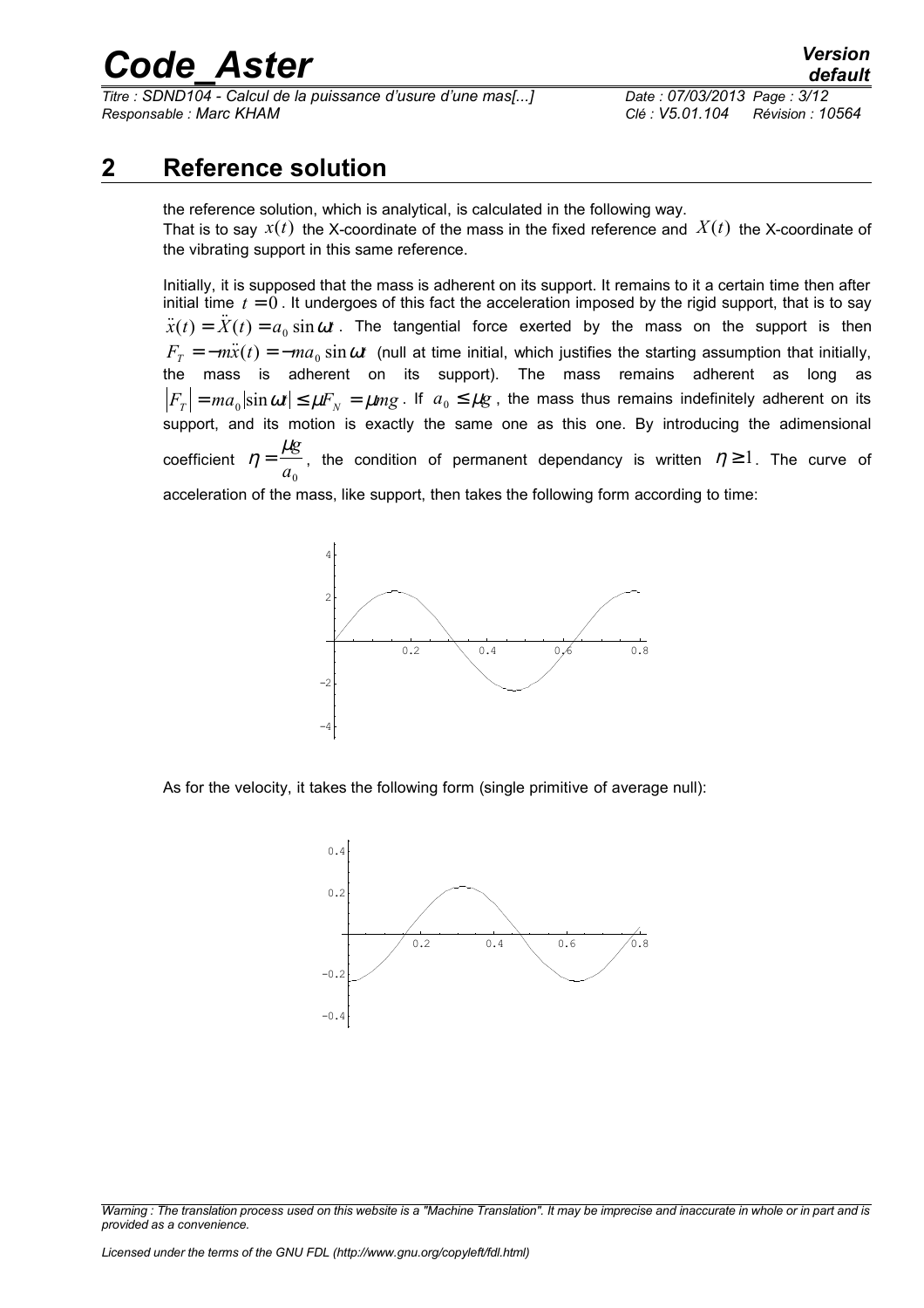# 2 Reference solution

the reference solution, which is analytical, is calculated in the following way.
That is to say $x(t)$ the X-coordinate of the mass in the fixed reference and $X(t)$ the X-coordinate of the vibrating support in this same reference.

Initially, it is supposed that the mass is adherent on its support. It remains to it a certain time then after initial time $t=0$. It undergoes of this fact the acceleration imposed by the rigid support, that is to say $\ddot{x}(t)=\ddot{X}(t)=a_0 \sin \omega t$. The tangential force exerted by the mass on the support is then $F_T=-m\ddot{x}(t)=-ma_0 \sin \omega t$ (null at time initial, which justifies the starting assumption that initially, the mass is adherent on its support). The mass remains adherent as long as $\left|F_T\right|=ma_0 \left|\sin \omega t\right| \leq \mu F_N = \mu mg$. If $a_0 \leq \mu g$, the mass thus remains indefinitely adherent on its support, and its motion is exactly the same one as this one. By introducing the adimensional coefficient $\eta=\frac{\mu g}{a_0}$, the condition of permanent dependancy is written $\eta \geq 1$. The curve of acceleration of the mass, like support, then takes the following form according to time:

As for the velocity, it takes the following form (single primitive of average null):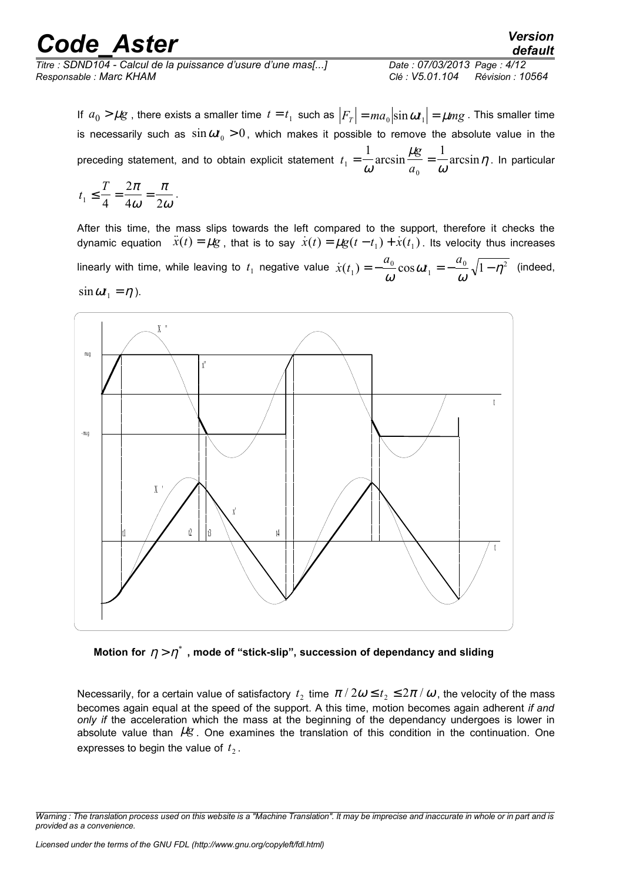If $a_0 > \mu g$, there exists a smaller time $t = t_1$ such as $|F_T| = ma_0 |\sin \omega t_1| = \mu mg$. This smaller time is necessarily such as $\sin \omega t_0 > 0$, which makes it possible to remove the absolute value in the preceding statement, and to obtain explicit statement $t_1 = \frac{1}{\omega} \arcsin \frac{\mu g}{a_0} = \frac{1}{\omega} \arcsin \eta$. In particular $t_1 \le \frac{T}{4} = \frac{2\pi}{4\omega} = \frac{\pi}{2\omega}$.

After this time, the mass slips towards the left compared to the support, therefore it checks the dynamic equation $\ddot{x}(t) = \mu g$, that is to say $\dot{x}(t) = \mu g (t - t_1) + \dot{x}(t_1)$. Its velocity thus increases linearly with time, while leaving to $t_1$ negative value $\dot{x}(t_1) = -\frac{a_0}{\omega} \cos \omega t_1 = -\frac{a_0}{\omega} \sqrt{1 - \eta^2}$ (indeed, $\sin \omega t_1 = \eta$).

**Motion for $\eta > \eta^*$, mode of "stick-slip", succession of dependancy and sliding**

Necessarily, for a certain value of satisfactory $t_2$ time $\pi / 2\omega \le t_2 \le 2\pi / \omega$, the velocity of the mass becomes again equal at the speed of the support. A this time, motion becomes again adherent *if and only if* the acceleration which the mass at the beginning of the dependancy undergoes is lower in absolute value than $\mu g$. One examines the translation of this condition in the continuation. One expresses to begin the value of $t_2$.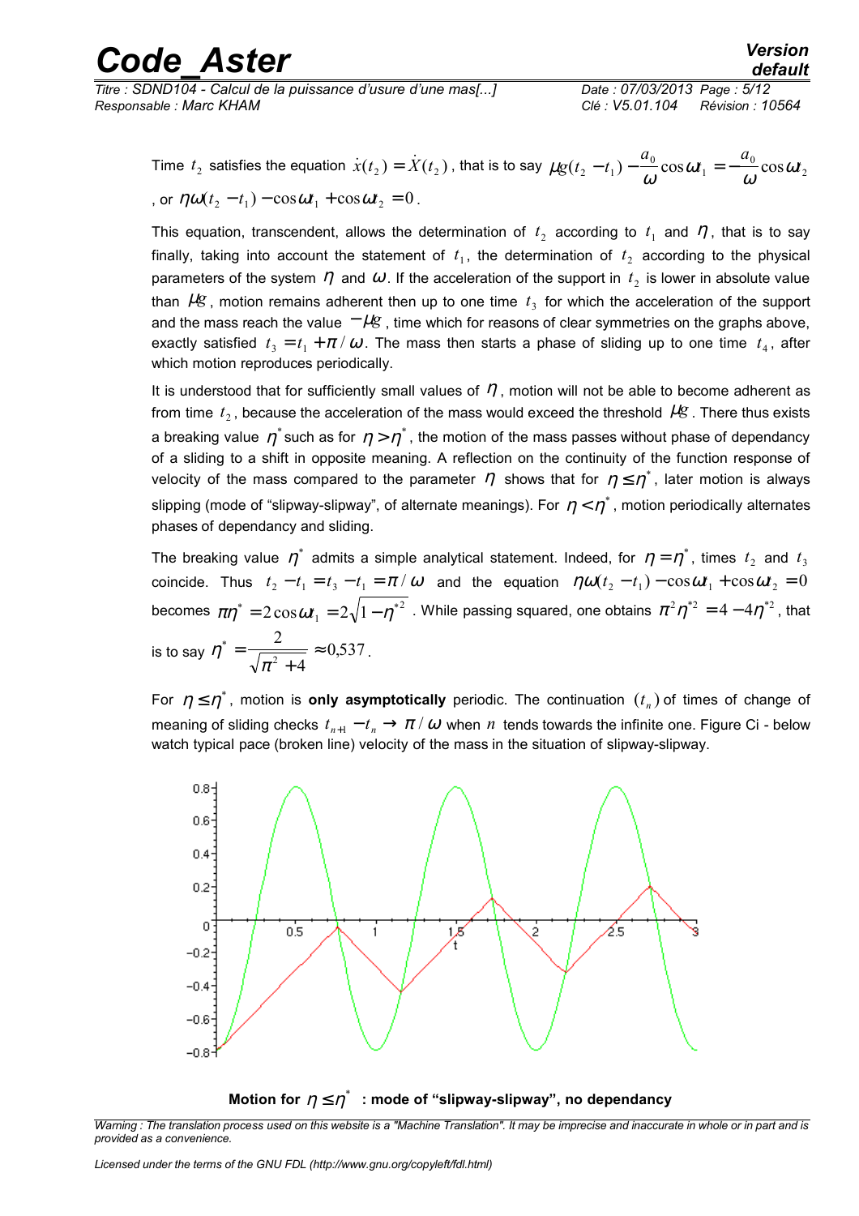Time $t_2$ satisfies the equation $\dot{x}(t_2) = \dot{X}(t_2)$, that is to say $\mu g(t_2 - t_1) - \frac{a_0}{\omega}\cos\omega t_1 = -\frac{a_0}{\omega}\cos\omega t_2$, or $\eta\omega(t_2 - t_1) - \cos\omega t_1 + \cos\omega t_2 = 0$.

This equation, transcendent, allows the determination of $t_2$ according to $t_1$ and $\eta$, that is to say finally, taking into account the statement of $t_1$, the determination of $t_2$ according to the physical parameters of the system $\eta$ and $\omega$. If the acceleration of the support in $t_2$ is lower in absolute value than $\mu g$, motion remains adherent then up to one time $t_3$ for which the acceleration of the support and the mass reach the value $-\mu g$, time which for reasons of clear symmetries on the graphs above, exactly satisfied $t_3 = t_1 + \pi/\omega$. The mass then starts a phase of sliding up to one time $t_4$, after which motion reproduces periodically.

It is understood that for sufficiently small values of $\eta$, motion will not be able to become adherent as from time $t_2$, because the acceleration of the mass would exceed the threshold $\mu g$. There thus exists a breaking value $\eta^*$ such as for $\eta > \eta^*$, the motion of the mass passes without phase of dependancy of a sliding to a shift in opposite meaning. A reflection on the continuity of the function response of velocity of the mass compared to the parameter $\eta$ shows that for $\eta \leq \eta^*$, later motion is always slipping (mode of "slipway-slipway", of alternate meanings). For $\eta < \eta^*$, motion periodically alternates phases of dependancy and sliding.

The breaking value $\eta^*$ admits a simple analytical statement. Indeed, for $\eta = \eta^*$, times $t_2$ and $t_3$ coincide. Thus $t_2 - t_1 = t_3 - t_1 = \pi/\omega$ and the equation $\eta\omega(t_2 - t_1) - \cos\omega t_1 + \cos\omega t_2 = 0$ becomes $\pi\eta^* = 2\cos\omega t_1 = 2\sqrt{1-\eta^{*2}}$. While passing squared, one obtains $\pi^2\eta^{*2} = 4 - 4\eta^{*2}$, that is to say $\eta^* = \frac{2}{\sqrt{\pi^2+4}} \approx 0{,}537$.

For $\eta \leq \eta^*$, motion is **only asymptotically** periodic. The continuation $(t_n)$ of times of change of meaning of sliding checks $t_{n+1} - t_n \to \pi/\omega$ when $n$ tends towards the infinite one. Figure Ci - below watch typical pace (broken line) velocity of the mass in the situation of slipway-slipway.

**Motion for $\eta \leq \eta^*$ : mode of "slipway-slipway", no dependancy**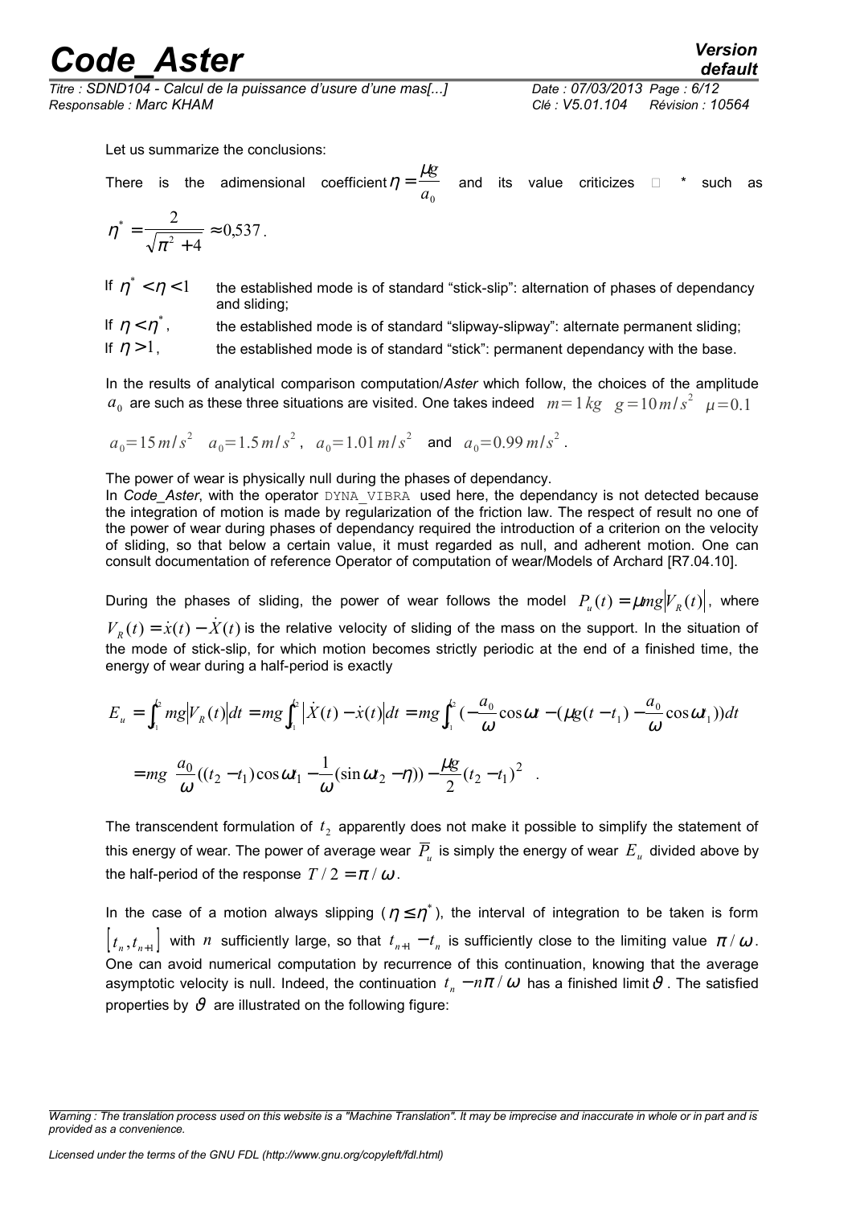Let us summarize the conclusions:

There is the adimensional coefficient $\eta = \frac{\mu g}{a_0}$ and its value criticizes  * such as $\eta^* = \frac{2}{\sqrt{\pi^2+4}} \approx 0{,}537$.

|  |  |
|---|---|
| If $\eta^* < \eta < 1$ | the established mode is of standard "stick-slip": alternation of phases of dependancy and sliding; |
| If $\eta < \eta^*$, | the established mode is of standard "slipway-slipway": alternate permanent sliding; |
| If $\eta > 1$, | the established mode is of standard "stick": permanent dependancy with the base. |

In the results of analytical comparison computation/*Aster* which follow, the choices of the amplitude $a_0$ are such as these three situations are visited. One takes indeed $m=1\,kg$ $g=10\,m/s^2$ $\mu=0.1$

$a_0=15\,m/s^2$ $a_0=1.5\,m/s^2$, $a_0=1.01\,m/s^2$ and $a_0=0.99\,m/s^2$.

The power of wear is physically null during the phases of dependancy.
In *Code_Aster*, with the operator DYNA_VIBRA used here, the dependancy is not detected because the integration of motion is made by regularization of the friction law. The respect of result no one of the power of wear during phases of dependancy required the introduction of a criterion on the velocity of sliding, so that below a certain value, it must regarded as null, and adherent motion. One can consult documentation of reference Operator of computation of wear/Models of Archard [R7.04.10].

During the phases of sliding, the power of wear follows the model $P_u(t) = \mu mg|V_R(t)|$, where $V_R(t) = \dot{x}(t) - \dot{X}(t)$ is the relative velocity of sliding of the mass on the support. In the situation of the mode of stick-slip, for which motion becomes strictly periodic at the end of a finished time, the energy of wear during a half-period is exactly

$$E_u = \int_{t_1}^{t_2} mg|V_R(t)|dt = mg\int_{t_1}^{t_2} |\dot{X}(t) - \dot{x}(t)|dt = mg\int_{t_1}^{t_2} \left(-\frac{a_0}{\omega}\cos\omega t - \left(\mu g(t-t_1) - \frac{a_0}{\omega}\cos\omega t_1\right)\right)dt$$

$$= mg\left[\frac{a_0}{\omega}\left((t_2-t_1)\cos\omega t_1 - \frac{1}{\omega}(\sin\omega t_2 - \eta)\right) - \frac{\mu g}{2}(t_2-t_1)^2\right].$$

The transcendent formulation of $t_2$ apparently does not make it possible to simplify the statement of this energy of wear. The power of average wear $\overline{P}_u$ is simply the energy of wear $E_u$ divided above by the half-period of the response $T/2 = \pi/\omega$.

In the case of a motion always slipping ($\eta \le \eta^*$), the interval of integration to be taken is form $[t_n, t_{n+1}]$ with $n$ sufficiently large, so that $t_{n+1} - t_n$ is sufficiently close to the limiting value $\pi/\omega$. One can avoid numerical computation by recurrence of this continuation, knowing that the average asymptotic velocity is null. Indeed, the continuation $t_n - n\pi/\omega$ has a finished limit $\vartheta$. The satisfied properties by $\vartheta$ are illustrated on the following figure: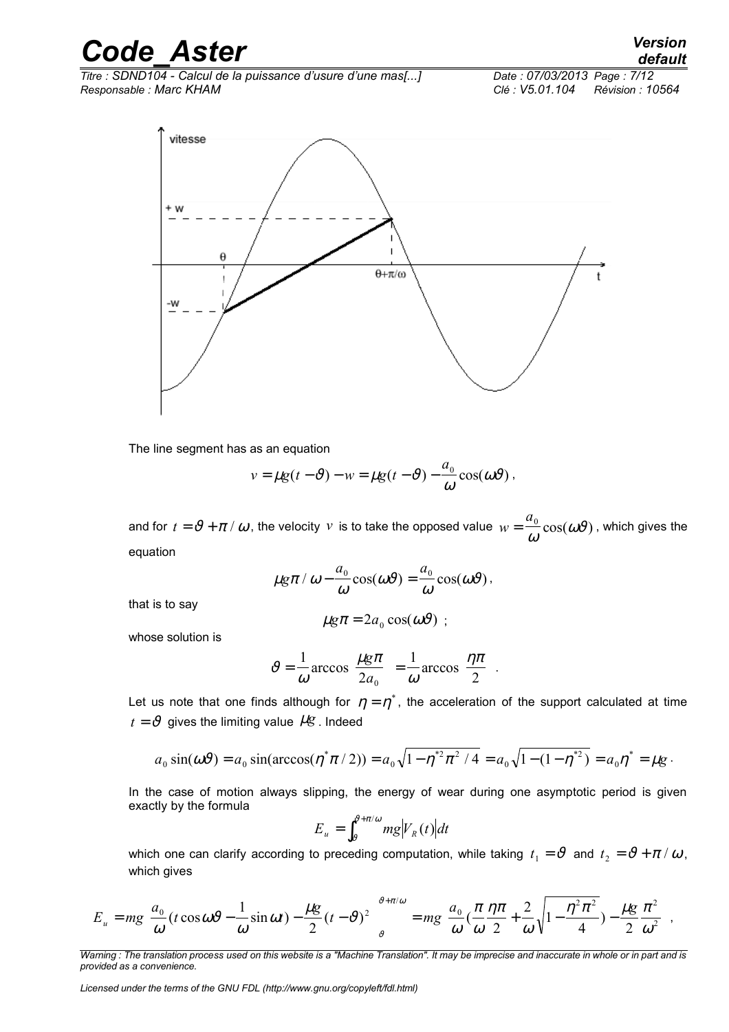The line segment has as an equation

$$v = \mu g(t-\vartheta) - w = \mu g(t-\vartheta) - \frac{a_0}{\omega}\cos(\omega\vartheta),$$

and for $t = \vartheta + \pi/\omega$, the velocity $v$ is to take the opposed value $w = \frac{a_0}{\omega}\cos(\omega\vartheta)$, which gives the equation

$$\mu g\pi/\omega - \frac{a_0}{\omega}\cos(\omega\vartheta) = \frac{a_0}{\omega}\cos(\omega\vartheta),$$

that is to say

$$\mu g\pi = 2a_0\cos(\omega\vartheta) \ ;$$

whose solution is

$$\vartheta = \frac{1}{\omega}\arccos\left(\frac{\mu g\pi}{2a_0}\right) = \frac{1}{\omega}\arccos\left(\frac{\eta\pi}{2}\right).$$

Let us note that one finds although for $\eta = \eta^*$, the acceleration of the support calculated at time $t = \vartheta$ gives the limiting value $\mu g$. Indeed

$$a_0\sin(\omega\vartheta) = a_0\sin(\arccos(\eta^*\pi/2)) = a_0\sqrt{1-\eta^{*2}\pi^2/4} = a_0\sqrt{1-(1-\eta^{*2})} = a_0\eta^* = \mu g.$$

In the case of motion always slipping, the energy of wear during one asymptotic period is given exactly by the formula

$$E_u = \int_{\vartheta}^{\vartheta+\pi/\omega} mg\left|V_R(t)\right|dt$$

which one can clarify according to preceding computation, while taking $t_1 = \vartheta$ and $t_2 = \vartheta + \pi/\omega$, which gives

$$E_u = mg\left[\frac{a_0}{\omega}\left(t\cos\omega\vartheta - \frac{1}{\omega}\sin\omega t\right) - \frac{\mu g}{2}(t-\vartheta)^2\right]_{\vartheta}^{\vartheta+\pi/\omega} = mg\left[\frac{a_0}{\omega}\left(\frac{\pi}{\omega}\frac{\eta\pi}{2} + \frac{2}{\omega}\sqrt{1-\frac{\eta^2\pi^2}{4}}\right) - \frac{\mu g}{2}\frac{\pi^2}{\omega^2}\right],$$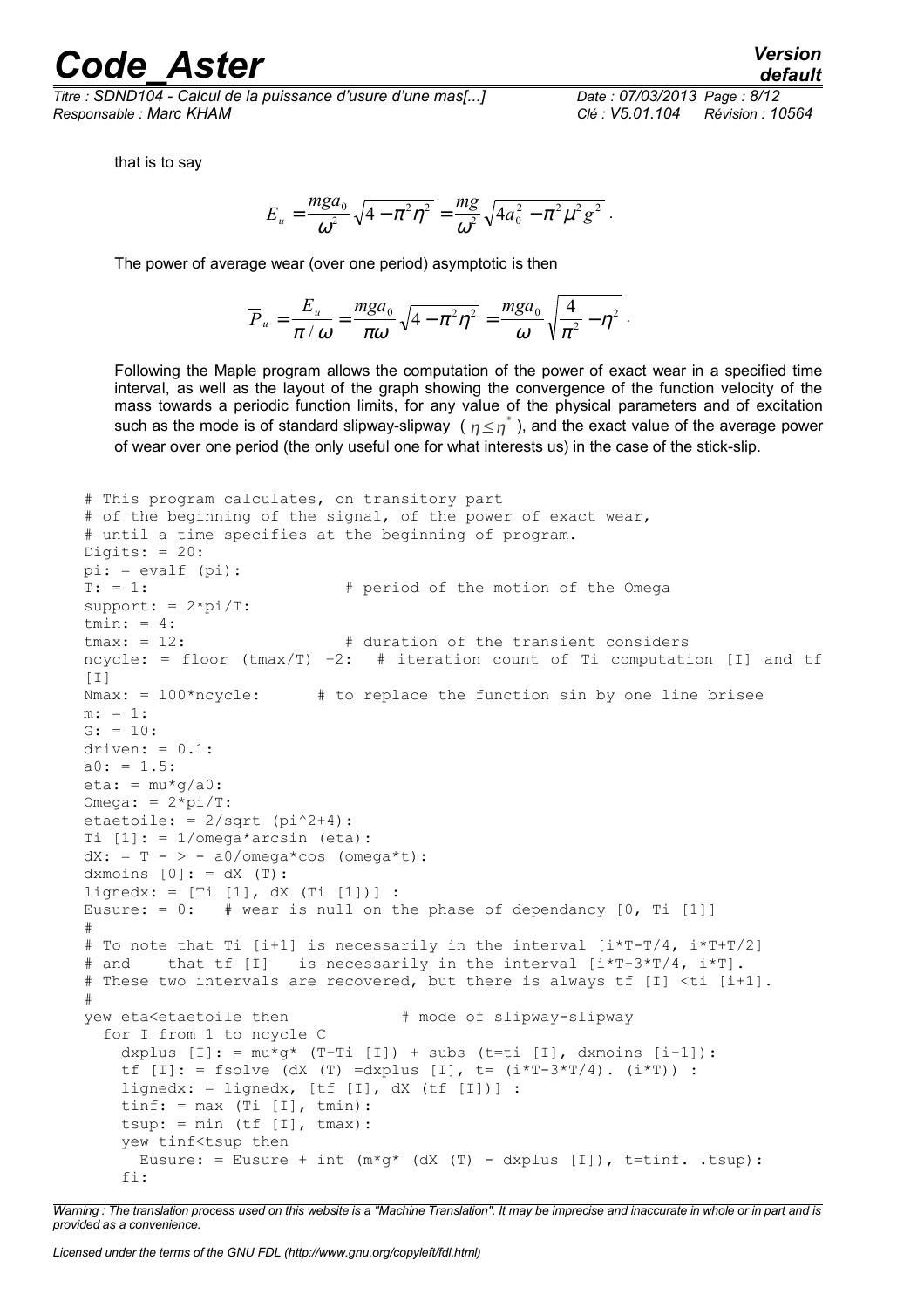that is to say

$$E_u = \frac{mga_0}{\omega^2}\sqrt{4-\pi^2\eta^2} = \frac{mg}{\omega^2}\sqrt{4a_0^2-\pi^2\mu^2 g^2} .$$

The power of average wear (over one period) asymptotic is then

$$\overline{P}_u = \frac{E_u}{\pi/\omega} = \frac{mga_0}{\pi\omega}\sqrt{4-\pi^2\eta^2} = \frac{mga_0}{\omega}\sqrt{\frac{4}{\pi^2}-\eta^2} .$$

Following the Maple program allows the computation of the power of exact wear in a specified time interval, as well as the layout of the graph showing the convergence of the function velocity of the mass towards a periodic function limits, for any value of the physical parameters and of excitation such as the mode is of standard slipway-slipway ( $\eta \leq \eta^*$ ), and the exact value of the average power of wear over one period (the only useful one for what interests us) in the case of the stick-slip.

```
# This program calculates, on transitory part
# of the beginning of the signal, of the power of exact wear,
# until a time specifies at the beginning of program.
Digits: = 20:
pi: = evalf (pi):
T: = 1:                      # period of the motion of the Omega
support: = 2*pi/T:
tmin: = 4:
tmax: = 12:                  # duration of the transient considers
ncycle: = floor (tmax/T) +2:  # iteration count of Ti computation [I] and tf
[I]
Nmax: = 100*ncycle:      # to replace the function sin by one line brisee
m: = 1:
G: = 10:
driven: = 0.1:
a0: = 1.5:
eta: = mu*g/a0:
Omega: = 2*pi/T:
etaetoile: = 2/sqrt (pi^2+4):
Ti [1]: = 1/omega*arcsin (eta):
dX: = T - > - a0/omega*cos (omega*t):
dxmoins [0]: = dX (T):
lignedx: = [Ti [1], dX (Ti [1])] :
Eusure: = 0:   # wear is null on the phase of dependancy [0, Ti [1]]
#
# To note that Ti [i+1] is necessarily in the interval [i*T-T/4, i*T+T/2]
# and    that tf [I]   is necessarily in the interval [i*T-3*T/4, i*T].
# These two intervals are recovered, but there is always tf [I] <ti [i+1].
#
yew eta<etaetoile then            # mode of slipway-slipway
  for I from 1 to ncycle C
    dxplus [I]: = mu*g* (T-Ti [I]) + subs (t=ti [I], dxmoins [i-1]):
    tf [I]: = fsolve (dX (T) =dxplus [I], t= (i*T-3*T/4). (i*T)) :
    lignedx: = lignedx, [tf [I], dX (tf [I])] :
    tinf: = max (Ti [I], tmin):
    tsup: = min (tf [I], tmax):
    yew tinf<tsup then
      Eusure: = Eusure + int (m*g* (dX (T) - dxplus [I]), t=tinf. .tsup):
    fi:
```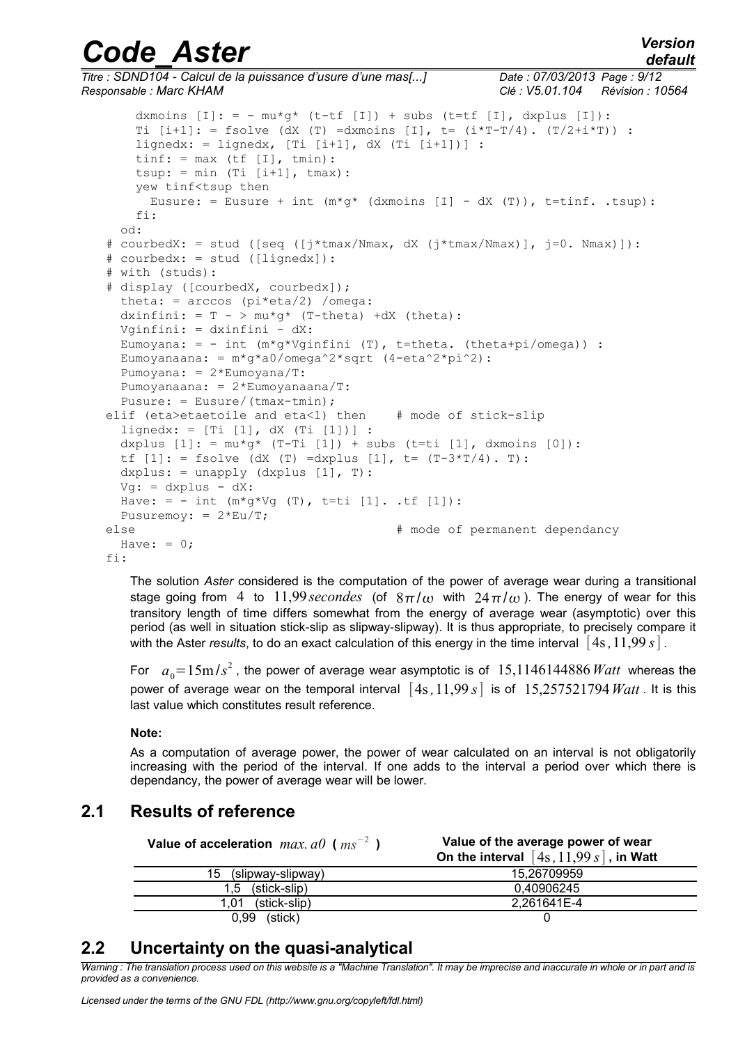```
      dxmoins [I]: = - mu*g* (t-tf [I]) + subs (t=tf [I], dxplus [I]):
      Ti [i+1]: = fsolve (dX (T) =dxmoins [I], t= (i*T-T/4). (T/2+i*T)) :
      lignedx: = lignedx, [Ti [i+1], dX (Ti [i+1])] :
      tinf: = max (tf [I], tmin):
      tsup: = min (Ti [i+1], tmax):
      yew tinf<tsup then
        Eusure: = Eusure + int (m*g* (dxmoins [I] - dX (T)), t=tinf. .tsup):
      fi:
    od:
  # courbedX: = stud ([seq ([j*tmax/Nmax, dX (j*tmax/Nmax)], j=0. Nmax)]):
  # courbedx: = stud ([lignedx]):
  # with (studs):
  # display ([courbedX, courbedx]);
    theta: = arccos (pi*eta/2) /omega:
    dxinfini: = T - > mu*g* (T-theta) +dX (theta):
    Vginfini: = dxinfini - dX:
    Eumoyana: = - int (m*g*Vginfini (T), t=theta. (theta+pi/omega)) :
    Eumoyanaana: = m*g*a0/omega^2*sqrt (4-eta^2*pi^2):
    Pumoyana: = 2*Eumoyana/T:
    Pumoyanaana: = 2*Eumoyanaana/T:
    Pusure: = Eusure/(tmax-tmin);
  elif (eta>etaetoile and eta<1) then    # mode of stick-slip
    lignedx: = [Ti [1], dX (Ti [1])] :
    dxplus [1]: = mu*g* (T-Ti [1]) + subs (t=ti [1], dxmoins [0]):
    tf [1]: = fsolve (dX (T) =dxplus [1], t= (T-3*T/4). T):
    dxplus: = unapply (dxplus [1], T):
    Vg: = dxplus - dX:
    Have: = - int (m*g*Vg (T), t=ti [1]. .tf [1]):
    Pusuremoy: = 2*Eu/T;
  else                                   # mode of permanent dependancy
    Have: = 0;
  fi:
```

The solution *Aster* considered is the computation of the power of average wear during a transitional stage going from $4$ to $11{,}99\,secondes$ (of $8\pi/\omega$ with $24\pi/\omega$ ). The energy of wear for this transitory length of time differs somewhat from the energy of average wear (asymptotic) over this period (as well in situation stick-slip as slipway-slipway). It is thus appropriate, to precisely compare it with the Aster *results*, to do an exact calculation of this energy in the time interval $[4\text{s}, 11{,}99\,s]$.

For $a_0 = 15\text{m}/s^2$, the power of average wear asymptotic is of $15{,}1146144886\,Watt$ whereas the power of average wear on the temporal interval $[4\text{s}, 11{,}99\,s]$ is of $15{,}257521794\,Watt$. It is this last value which constitutes result reference.

**Note:**

As a computation of average power, the power of wear calculated on an interval is not obligatorily increasing with the period of the interval. If one adds to the interval a period over which there is dependancy, the power of average wear will be lower.

## 2.1 Results of reference

| Value of acceleration $max.\ a0$ ( $ms^{-2}$ ) | Value of the average power of wear On the interval $[4\text{s}, 11{,}99\,s]$, in Watt |
|---|---|
| 15 (slipway-slipway) | 15,26709959 |
| 1,5 (stick-slip) | 0,40906245 |
| 1,01 (stick-slip) | 2,261641E-4 |
| 0,99 (stick) | 0 |

## 2.2 Uncertainty on the quasi-analytical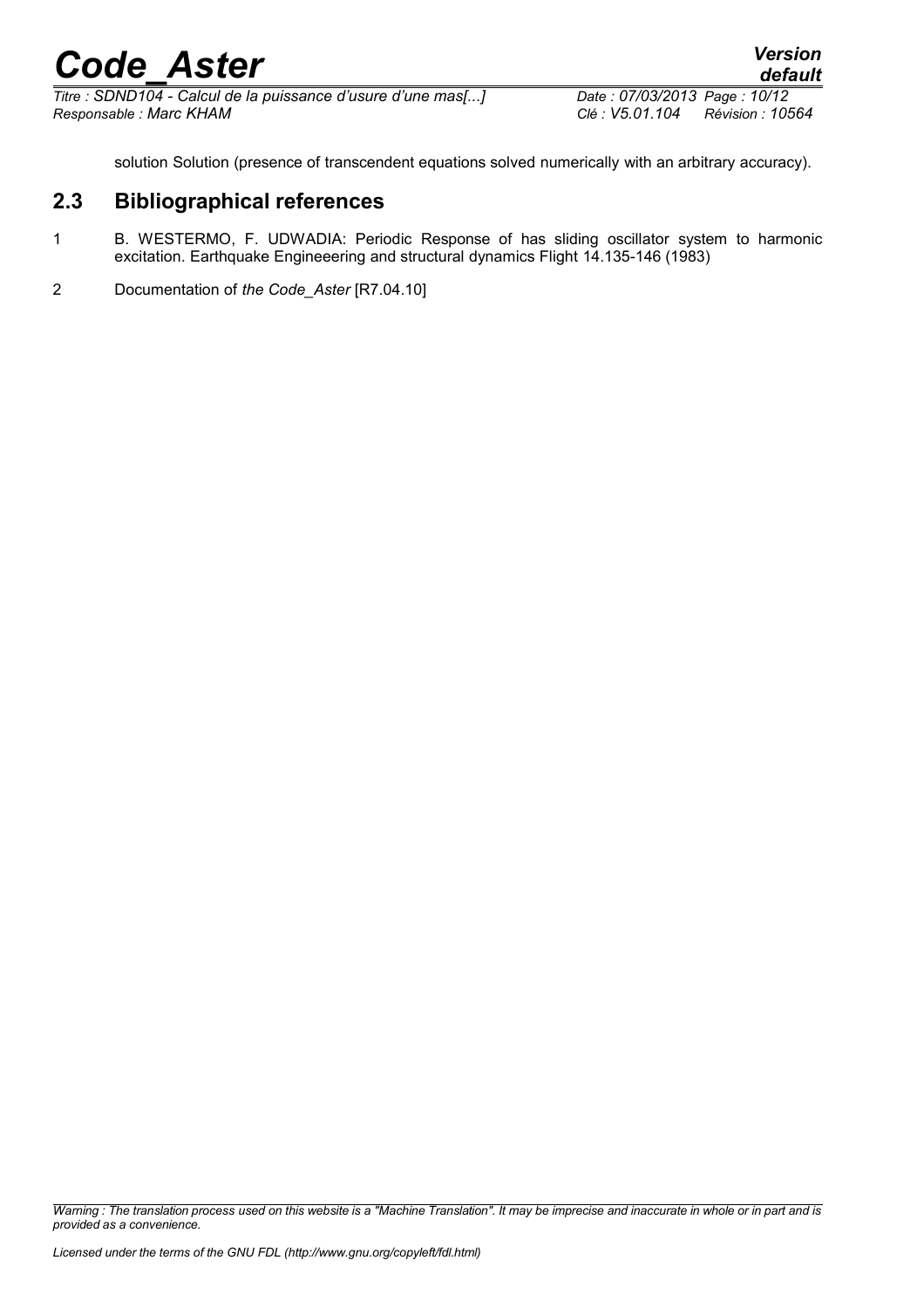solution Solution (presence of transcendent equations solved numerically with an arbitrary accuracy).

## 2.3 Bibliographical references

1. B. WESTERMO, F. UDWADIA: Periodic Response of has sliding oscillator system to harmonic excitation. Earthquake Engineeering and structural dynamics Flight 14.135-146 (1983)
2. Documentation of *the Code_Aster* [R7.04.10]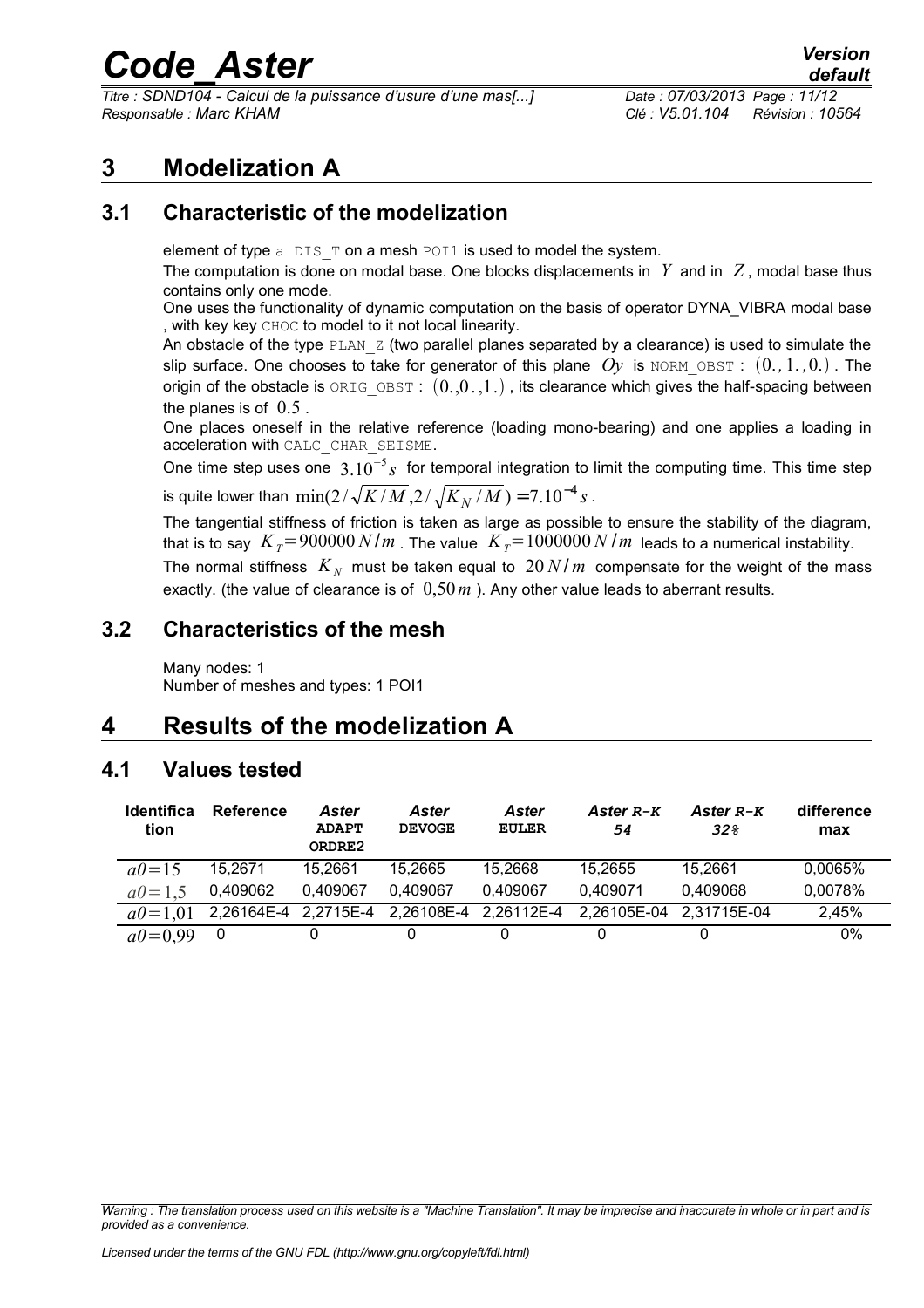# 3 Modelization A

## 3.1 Characteristic of the modelization

element of type a DIS_T on a mesh POI1 is used to model the system.

The computation is done on modal base. One blocks displacements in $Y$ and in $Z$, modal base thus contains only one mode.

One uses the functionality of dynamic computation on the basis of operator DYNA_VIBRA modal base , with key key CHOC to model to it not local linearity.

An obstacle of the type PLAN_Z (two parallel planes separated by a clearance) is used to simulate the slip surface. One chooses to take for generator of this plane $Oy$ is NORM_OBST : $(0.,1.,0.)$. The origin of the obstacle is ORIG_OBST : $(0.,0.,1.)$, its clearance which gives the half-spacing between the planes is of $0.5$.

One places oneself in the relative reference (loading mono-bearing) and one applies a loading in acceleration with CALC_CHAR_SEISME.

One time step uses one $3.10^{-5} s$ for temporal integration to limit the computing time. This time step is quite lower than $\min(2/\sqrt{K/M}, 2/\sqrt{K_N/M}) = 7.10^{-4} s$.

The tangential stiffness of friction is taken as large as possible to ensure the stability of the diagram, that is to say $K_T = 900000 \, N/m$. The value $K_T = 1000000 \, N/m$ leads to a numerical instability.

The normal stiffness $K_N$ must be taken equal to $20 \, N/m$ compensate for the weight of the mass exactly. (the value of clearance is of $0{,}50 \, m$ ). Any other value leads to aberrant results.

## 3.2 Characteristics of the mesh

Many nodes: 1
Number of meshes and types: 1 POI1

# 4 Results of the modelization A

## 4.1 Values tested

| Identification | Reference | Aster ADAPT ORDRE2 | Aster DEVOGE | Aster EULER | Aster R-K 54 | Aster R-K 32% | difference max |
|---|---|---|---|---|---|---|---|
| $a0=15$ | 15,2671 | 15,2661 | 15,2665 | 15,2668 | 15,2655 | 15,2661 | 0,0065% |
| $a0=1,5$ | 0,409062 | 0,409067 | 0,409067 | 0,409067 | 0,409071 | 0,409068 | 0,0078% |
| $a0=1,01$ | 2,26164E-4 | 2,2715E-4 | 2,26108E-4 | 2,26112E-4 | 2,26105E-04 | 2,31715E-04 | 2,45% |
| $a0=0,99$ | 0 | 0 | 0 | 0 | 0 | 0 | 0% |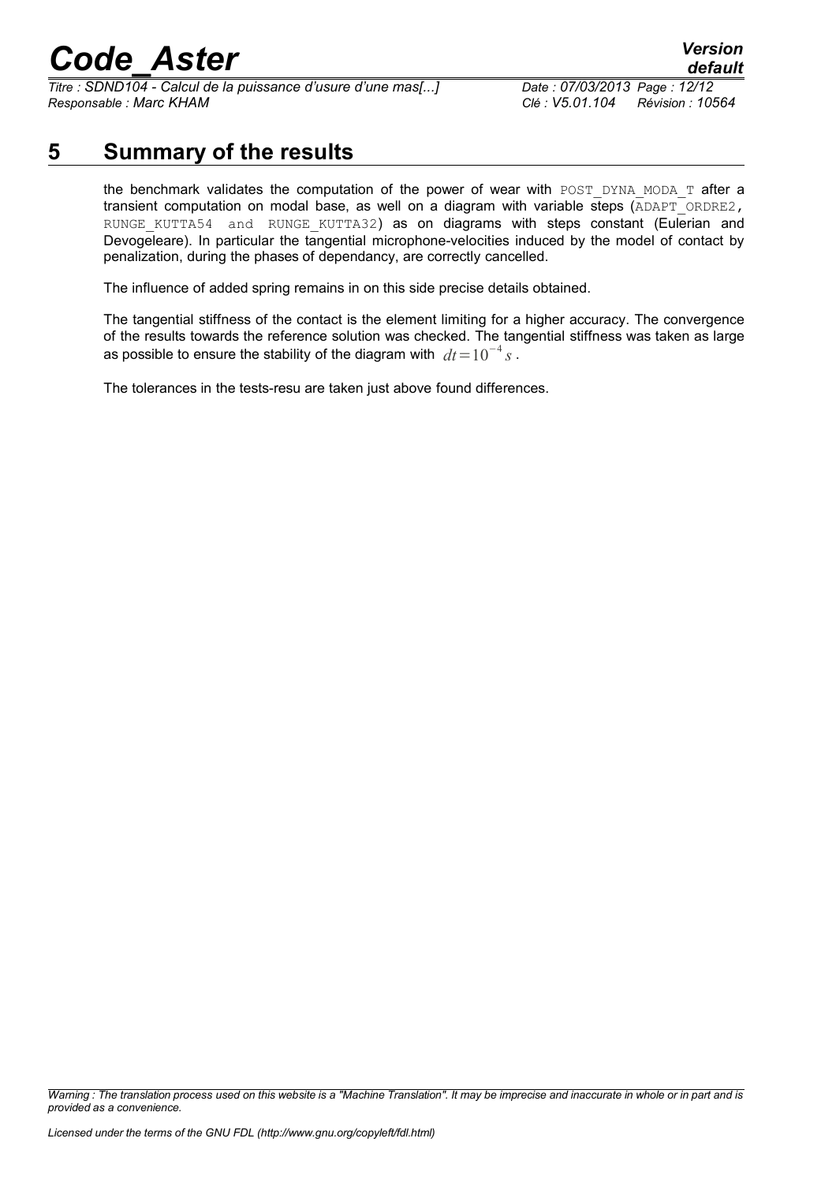# 5 Summary of the results

the benchmark validates the computation of the power of wear with `POST_DYNA_MODA_T` after a transient computation on modal base, as well on a diagram with variable steps (`ADAPT_ORDRE2, RUNGE_KUTTA54 and RUNGE_KUTTA32`) as on diagrams with steps constant (Eulerian and Devogeleare). In particular the tangential microphone-velocities induced by the model of contact by penalization, during the phases of dependancy, are correctly cancelled.

The influence of added spring remains in on this side precise details obtained.

The tangential stiffness of the contact is the element limiting for a higher accuracy. The convergence of the results towards the reference solution was checked. The tangential stiffness was taken as large as possible to ensure the stability of the diagram with $dt=10^{-4} s$ .

The tolerances in the tests-resu are taken just above found differences.